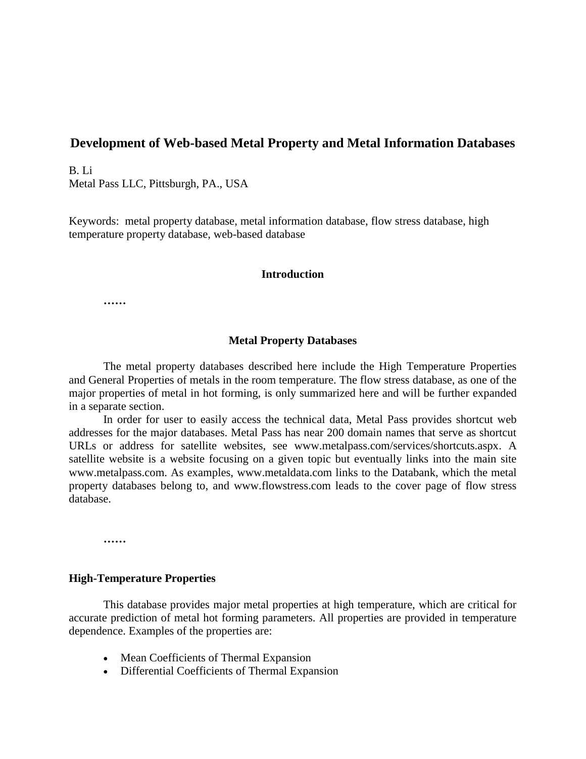# Development of Web-based Metal Property and Metal Information Databases

B. Li
Metal Pass LLC, Pittsburgh, PA., USA

Keywords: metal property database, metal information database, flow stress database, high temperature property database, web-based database

## Introduction

**……**

## Metal Property Databases

The metal property databases described here include the High Temperature Properties and General Properties of metals in the room temperature. The flow stress database, as one of the major properties of metal in hot forming, is only summarized here and will be further expanded in a separate section.

In order for user to easily access the technical data, Metal Pass provides shortcut web addresses for the major databases. Metal Pass has near 200 domain names that serve as shortcut URLs or address for satellite websites, see www.metalpass.com/services/shortcuts.aspx. A satellite website is a website focusing on a given topic but eventually links into the main site www.metalpass.com. As examples, www.metaldata.com links to the Databank, which the metal property databases belong to, and www.flowstress.com leads to the cover page of flow stress database.

**……**

### High-Temperature Properties

This database provides major metal properties at high temperature, which are critical for accurate prediction of metal hot forming parameters. All properties are provided in temperature dependence. Examples of the properties are:

- Mean Coefficients of Thermal Expansion
- Differential Coefficients of Thermal Expansion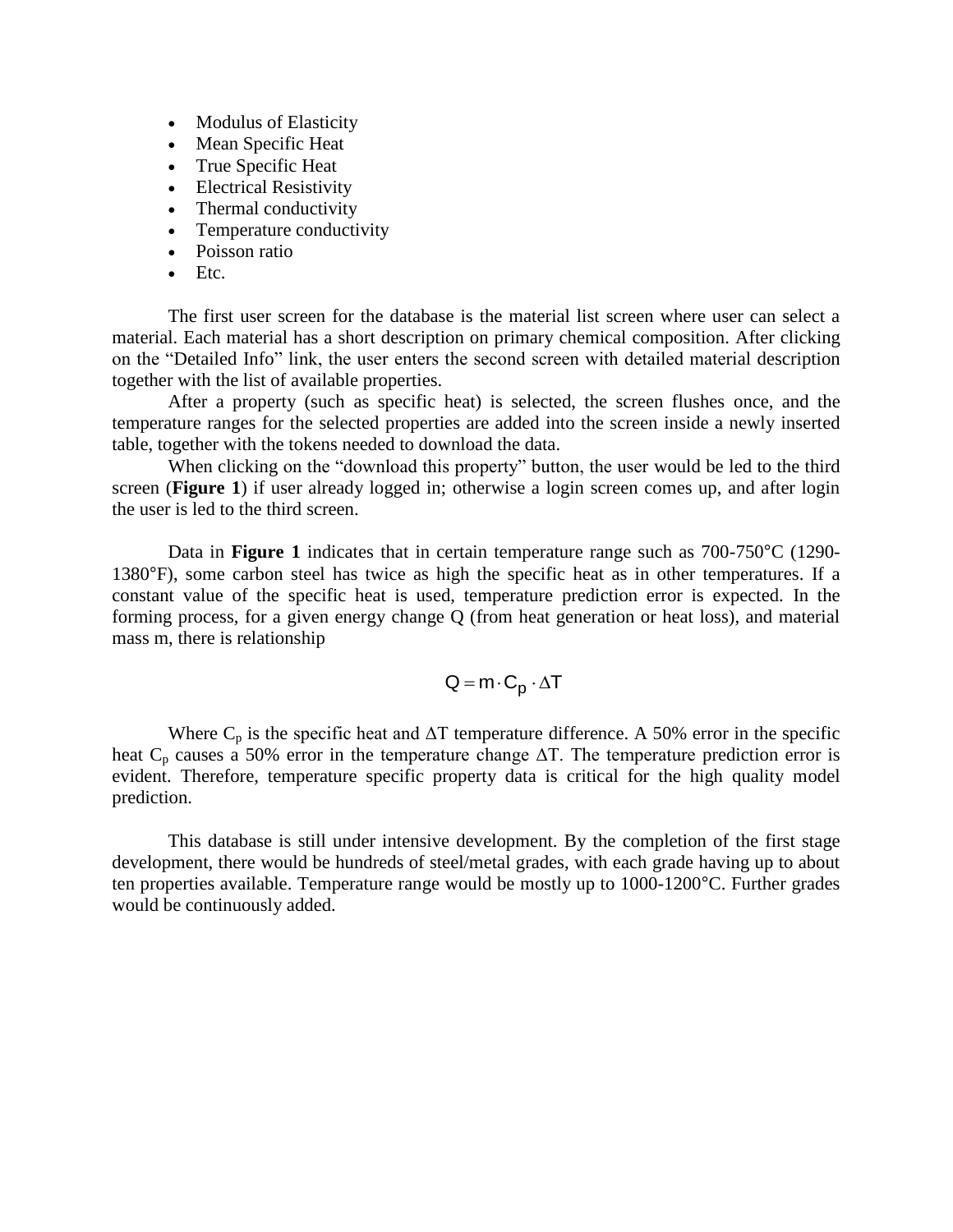- Modulus of Elasticity
- Mean Specific Heat
- True Specific Heat
- Electrical Resistivity
- Thermal conductivity
- Temperature conductivity
- Poisson ratio
- Etc.

The first user screen for the database is the material list screen where user can select a material. Each material has a short description on primary chemical composition. After clicking on the "Detailed Info" link, the user enters the second screen with detailed material description together with the list of available properties.

After a property (such as specific heat) is selected, the screen flushes once, and the temperature ranges for the selected properties are added into the screen inside a newly inserted table, together with the tokens needed to download the data.

When clicking on the "download this property" button, the user would be led to the third screen (**Figure 1**) if user already logged in; otherwise a login screen comes up, and after login the user is led to the third screen.

Data in **Figure 1** indicates that in certain temperature range such as 700-750°C (1290-1380°F), some carbon steel has twice as high the specific heat as in other temperatures. If a constant value of the specific heat is used, temperature prediction error is expected. In the forming process, for a given energy change Q (from heat generation or heat loss), and material mass m, there is relationship

$$Q = m \cdot C_p \cdot \Delta T$$

Where $C_p$ is the specific heat and $\Delta T$ temperature difference. A 50% error in the specific heat $C_p$ causes a 50% error in the temperature change $\Delta T$. The temperature prediction error is evident. Therefore, temperature specific property data is critical for the high quality model prediction.

This database is still under intensive development. By the completion of the first stage development, there would be hundreds of steel/metal grades, with each grade having up to about ten properties available. Temperature range would be mostly up to 1000-1200°C. Further grades would be continuously added.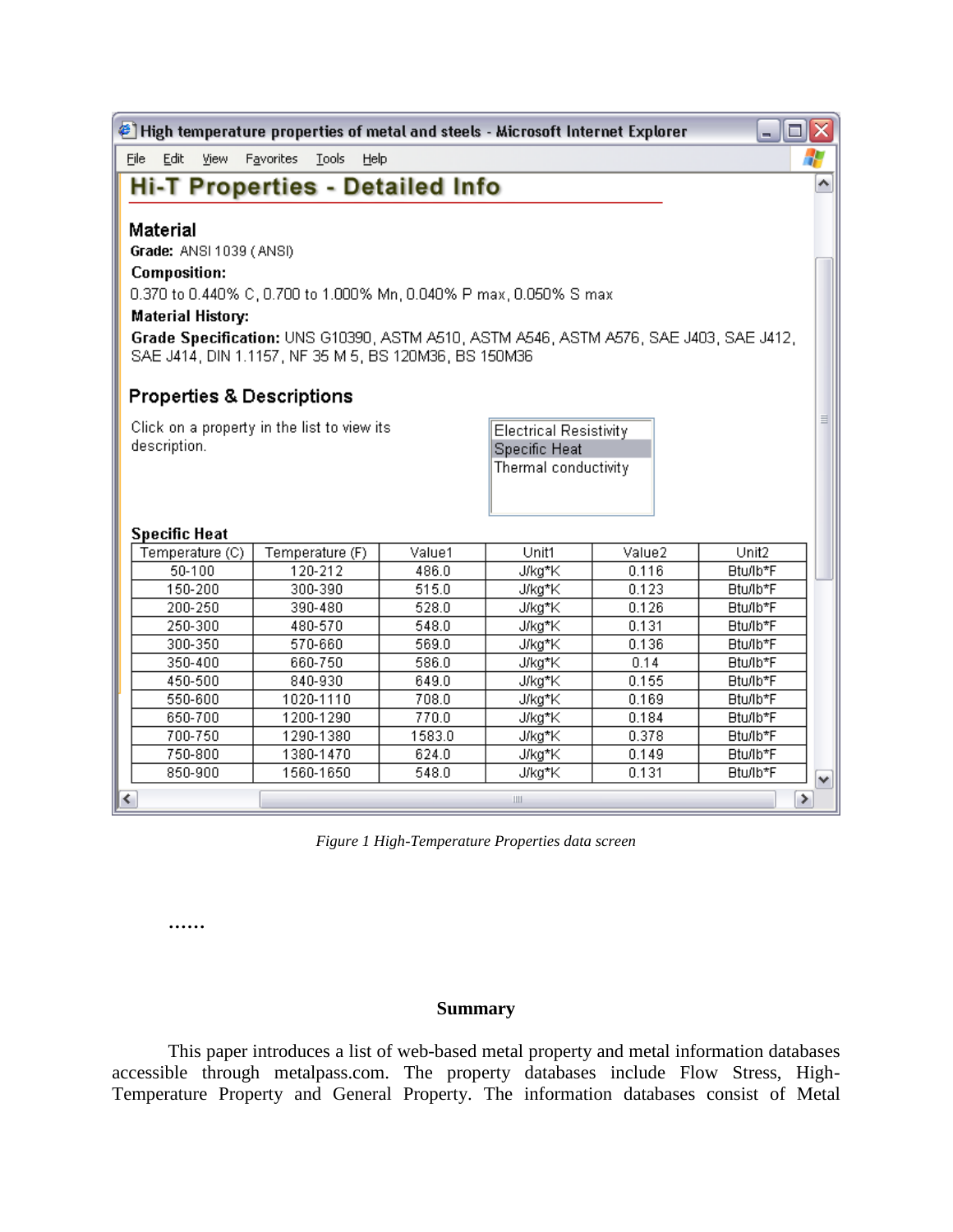High temperature properties of metal and steels - Microsoft Internet Explorer

## Hi-T Properties - Detailed Info

### Material

**Grade:** ANSI 1039 (ANSI)

**Composition:**

0.370 to 0.440% C, 0.700 to 1.000% Mn, 0.040% P max, 0.050% S max

**Material History:**

**Grade Specification:** UNS G10390, ASTM A510, ASTM A546, ASTM A576, SAE J403, SAE J412, SAE J414, DIN 1.1157, NF 35 M 5, BS 120M36, BS 150M36

### Properties & Descriptions

Click on a property in the list to view its description.

- Electrical Resistivity
- Specific Heat
- Thermal conductivity

**Specific Heat**

| Temperature (C) | Temperature (F) | Value1 | Unit1 | Value2 | Unit2 |
|---|---|---|---|---|---|
| 50-100 | 120-212 | 486.0 | J/kg*K | 0.116 | Btu/lb*F |
| 150-200 | 300-390 | 515.0 | J/kg*K | 0.123 | Btu/lb*F |
| 200-250 | 390-480 | 528.0 | J/kg*K | 0.126 | Btu/lb*F |
| 250-300 | 480-570 | 548.0 | J/kg*K | 0.131 | Btu/lb*F |
| 300-350 | 570-660 | 569.0 | J/kg*K | 0.136 | Btu/lb*F |
| 350-400 | 660-750 | 586.0 | J/kg*K | 0.14 | Btu/lb*F |
| 450-500 | 840-930 | 649.0 | J/kg*K | 0.155 | Btu/lb*F |
| 550-600 | 1020-1110 | 708.0 | J/kg*K | 0.169 | Btu/lb*F |
| 650-700 | 1200-1290 | 770.0 | J/kg*K | 0.184 | Btu/lb*F |
| 700-750 | 1290-1380 | 1583.0 | J/kg*K | 0.378 | Btu/lb*F |
| 750-800 | 1380-1470 | 624.0 | J/kg*K | 0.149 | Btu/lb*F |
| 850-900 | 1560-1650 | 548.0 | J/kg*K | 0.131 | Btu/lb*F |

*Figure 1 High-Temperature Properties data screen*

……

## Summary

This paper introduces a list of web-based metal property and metal information databases accessible through metalpass.com. The property databases include Flow Stress, High-Temperature Property and General Property. The information databases consist of Metal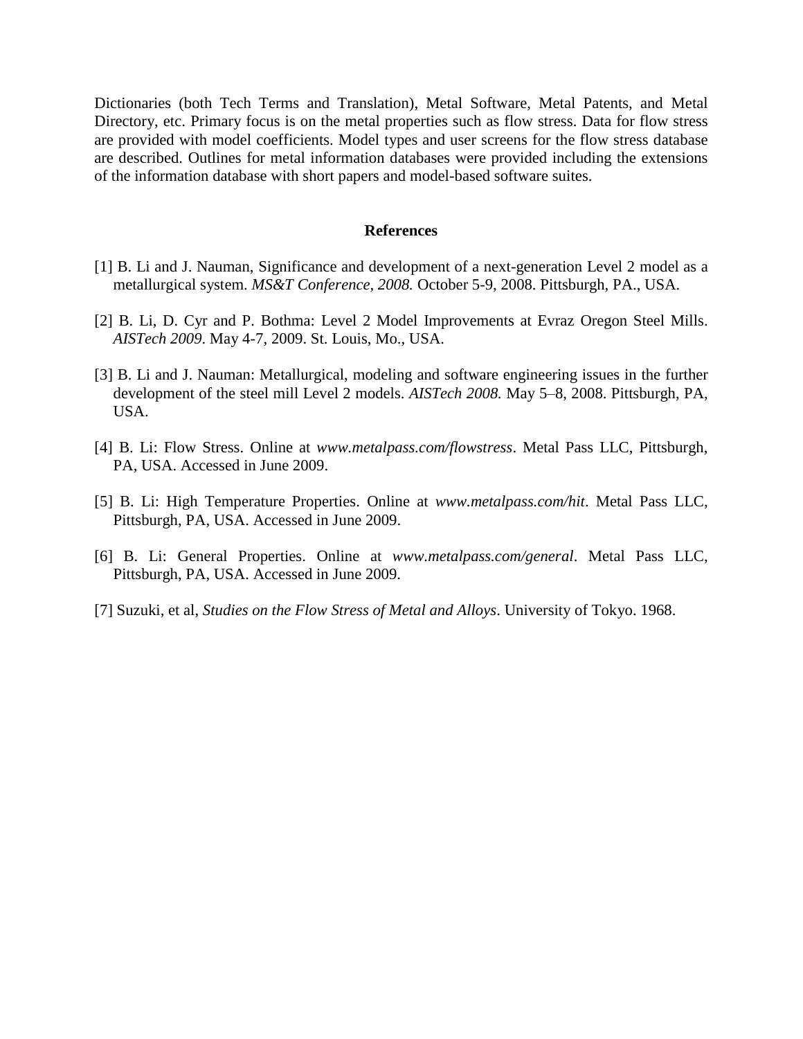Dictionaries (both Tech Terms and Translation), Metal Software, Metal Patents, and Metal Directory, etc. Primary focus is on the metal properties such as flow stress. Data for flow stress are provided with model coefficients. Model types and user screens for the flow stress database are described. Outlines for metal information databases were provided including the extensions of the information database with short papers and model-based software suites.

## References

[1] B. Li and J. Nauman, Significance and development of a next-generation Level 2 model as a metallurgical system. *MS&T Conference, 2008.* October 5-9, 2008. Pittsburgh, PA., USA.

[2] B. Li, D. Cyr and P. Bothma: Level 2 Model Improvements at Evraz Oregon Steel Mills. *AISTech 2009*. May 4-7, 2009. St. Louis, Mo., USA.

[3] B. Li and J. Nauman: Metallurgical, modeling and software engineering issues in the further development of the steel mill Level 2 models. *AISTech 2008.* May 5–8, 2008. Pittsburgh, PA, USA.

[4] B. Li: Flow Stress. Online at *www.metalpass.com/flowstress*. Metal Pass LLC, Pittsburgh, PA, USA. Accessed in June 2009.

[5] B. Li: High Temperature Properties. Online at *www.metalpass.com/hit*. Metal Pass LLC, Pittsburgh, PA, USA. Accessed in June 2009.

[6] B. Li: General Properties. Online at *www.metalpass.com/general*. Metal Pass LLC, Pittsburgh, PA, USA. Accessed in June 2009.

[7] Suzuki, et al, *Studies on the Flow Stress of Metal and Alloys*. University of Tokyo. 1968.